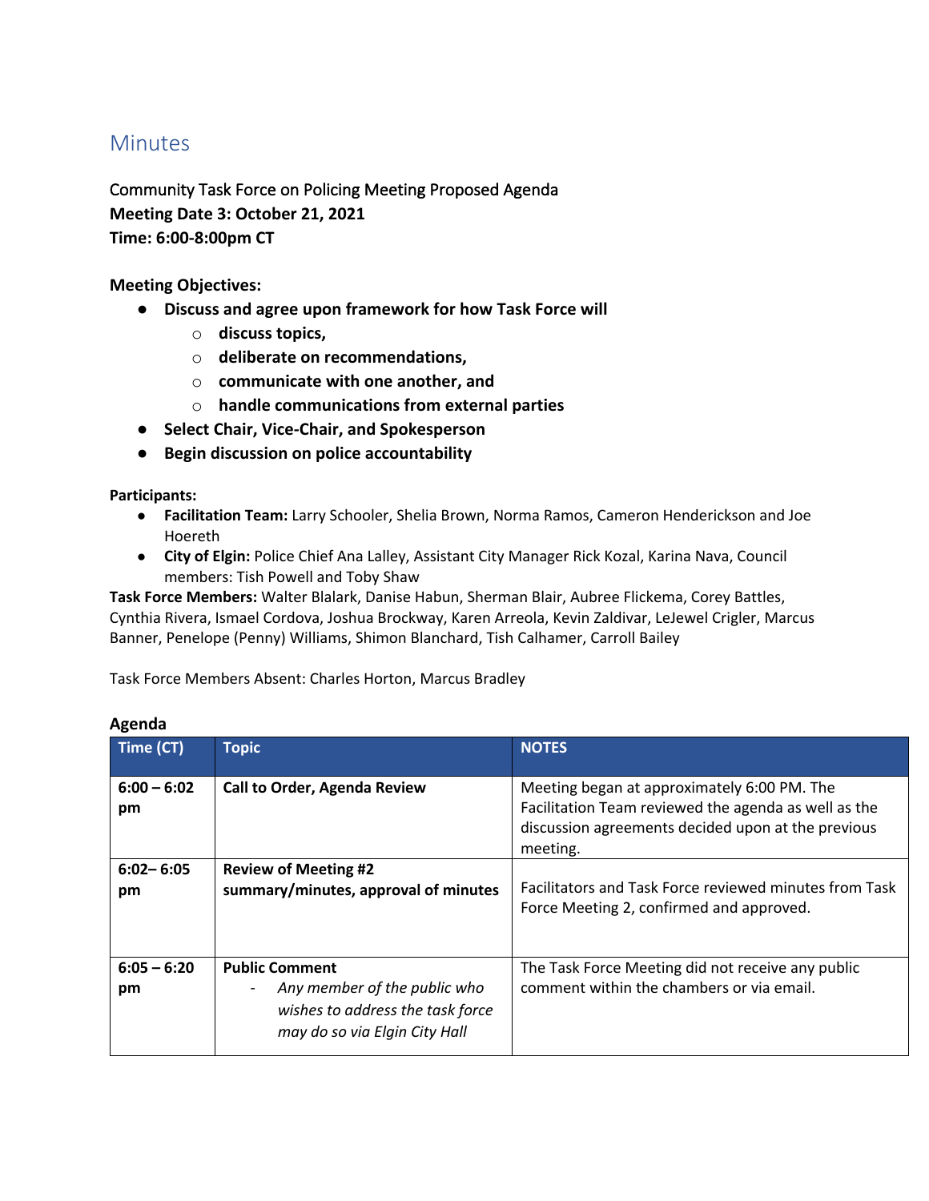# Minutes

Community Task Force on Policing Meeting Proposed Agenda
**Meeting Date 3: October 21, 2021**
**Time: 6:00-8:00pm CT**

**Meeting Objectives:**

- **Discuss and agree upon framework for how Task Force will**
  - **discuss topics,**
  - **deliberate on recommendations,**
  - **communicate with one another, and**
  - **handle communications from external parties**
- **Select Chair, Vice-Chair, and Spokesperson**
- **Begin discussion on police accountability**

**Participants:**

- **Facilitation Team:** Larry Schooler, Shelia Brown, Norma Ramos, Cameron Henderickson and Joe Hoereth
- **City of Elgin:** Police Chief Ana Lalley, Assistant City Manager Rick Kozal, Karina Nava, Council members: Tish Powell and Toby Shaw

**Task Force Members:** Walter Blalark, Danise Habun, Sherman Blair, Aubree Flickema, Corey Battles, Cynthia Rivera, Ismael Cordova, Joshua Brockway, Karen Arreola, Kevin Zaldivar, LeJewel Crigler, Marcus Banner, Penelope (Penny) Williams, Shimon Blanchard, Tish Calhamer, Carroll Bailey

Task Force Members Absent: Charles Horton, Marcus Bradley

## Agenda

| Time (CT) | Topic | NOTES |
|---|---|---|
| 6:00 – 6:02 pm | **Call to Order, Agenda Review** | Meeting began at approximately 6:00 PM. The Facilitation Team reviewed the agenda as well as the discussion agreements decided upon at the previous meeting. |
| 6:02– 6:05 pm | **Review of Meeting #2 summary/minutes, approval of minutes** | Facilitators and Task Force reviewed minutes from Task Force Meeting 2, confirmed and approved. |
| 6:05 – 6:20 pm | **Public Comment**<br>- *Any member of the public who wishes to address the task force may do so via Elgin City Hall* | The Task Force Meeting did not receive any public comment within the chambers or via email. |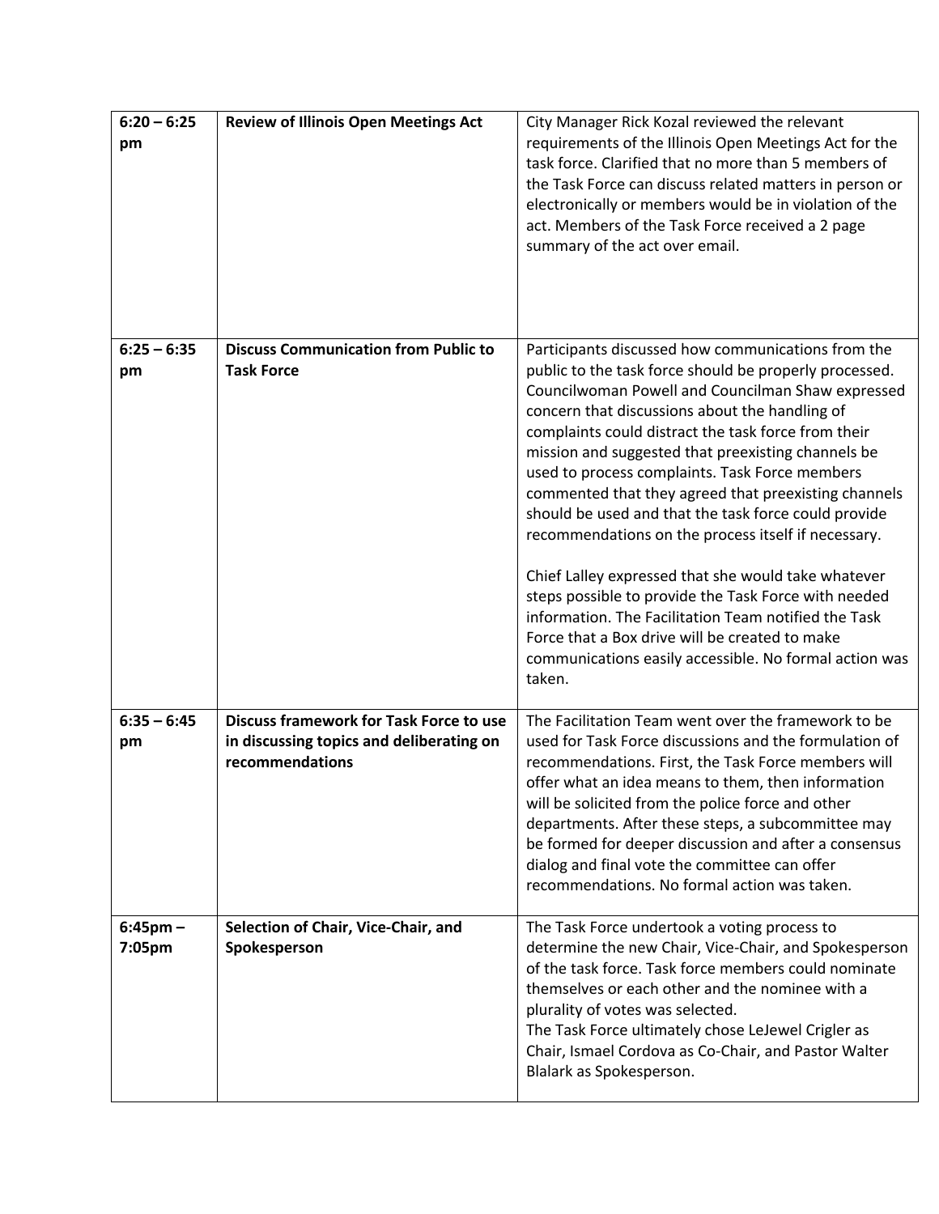| | | |
|---|---|---|
| 6:20 – 6:25 pm | **Review of Illinois Open Meetings Act** | City Manager Rick Kozal reviewed the relevant requirements of the Illinois Open Meetings Act for the task force. Clarified that no more than 5 members of the Task Force can discuss related matters in person or electronically or members would be in violation of the act. Members of the Task Force received a 2 page summary of the act over email. |
| 6:25 – 6:35 pm | **Discuss Communication from Public to Task Force** | Participants discussed how communications from the public to the task force should be properly processed. Councilwoman Powell and Councilman Shaw expressed concern that discussions about the handling of complaints could distract the task force from their mission and suggested that preexisting channels be used to process complaints. Task Force members commented that they agreed that preexisting channels should be used and that the task force could provide recommendations on the process itself if necessary.<br><br>Chief Lalley expressed that she would take whatever steps possible to provide the Task Force with needed information. The Facilitation Team notified the Task Force that a Box drive will be created to make communications easily accessible. No formal action was taken. |
| 6:35 – 6:45 pm | **Discuss framework for Task Force to use in discussing topics and deliberating on recommendations** | The Facilitation Team went over the framework to be used for Task Force discussions and the formulation of recommendations. First, the Task Force members will offer what an idea means to them, then information will be solicited from the police force and other departments. After these steps, a subcommittee may be formed for deeper discussion and after a consensus dialog and final vote the committee can offer recommendations. No formal action was taken. |
| 6:45pm – 7:05pm | **Selection of Chair, Vice-Chair, and Spokesperson** | The Task Force undertook a voting process to determine the new Chair, Vice-Chair, and Spokesperson of the task force. Task force members could nominate themselves or each other and the nominee with a plurality of votes was selected.<br>The Task Force ultimately chose LeJewel Crigler as Chair, Ismael Cordova as Co-Chair, and Pastor Walter Blalark as Spokesperson. |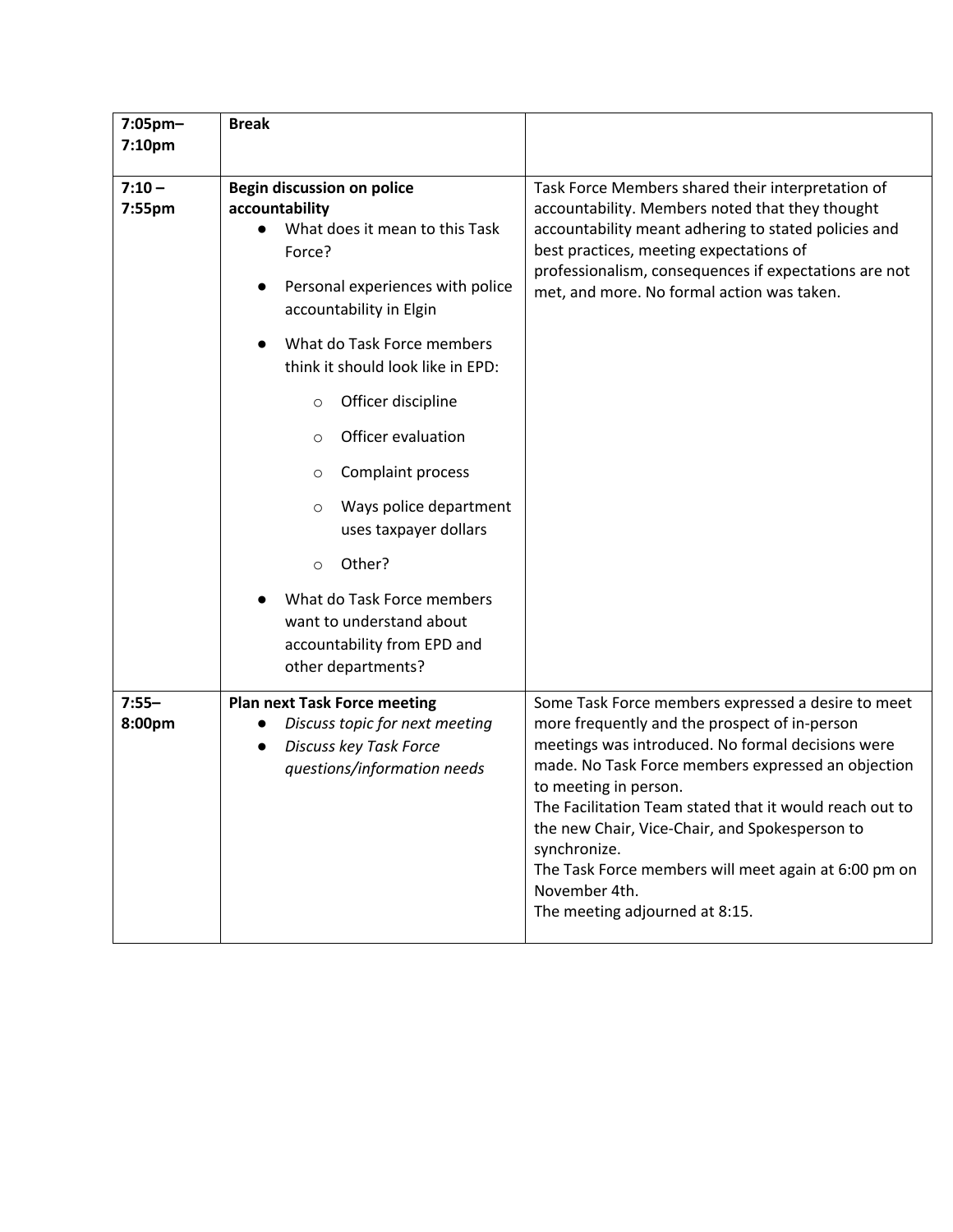| | | |
|---|---|---|
| **7:05pm–7:10pm** | **Break** | |
| **7:10 – 7:55pm** | **Begin discussion on police accountability**<br>● What does it mean to this Task Force?<br>● Personal experiences with police accountability in Elgin<br>● What do Task Force members think it should look like in EPD:<br>○ Officer discipline<br>○ Officer evaluation<br>○ Complaint process<br>○ Ways police department uses taxpayer dollars<br>○ Other?<br>● What do Task Force members want to understand about accountability from EPD and other departments? | Task Force Members shared their interpretation of accountability. Members noted that they thought accountability meant adhering to stated policies and best practices, meeting expectations of professionalism, consequences if expectations are not met, and more. No formal action was taken. |
| **7:55–8:00pm** | **Plan next Task Force meeting**<br>● *Discuss topic for next meeting*<br>● *Discuss key Task Force questions/information needs* | Some Task Force members expressed a desire to meet more frequently and the prospect of in-person meetings was introduced. No formal decisions were made. No Task Force members expressed an objection to meeting in person.<br>The Facilitation Team stated that it would reach out to the new Chair, Vice-Chair, and Spokesperson to synchronize.<br>The Task Force members will meet again at 6:00 pm on November 4th.<br>The meeting adjourned at 8:15. |